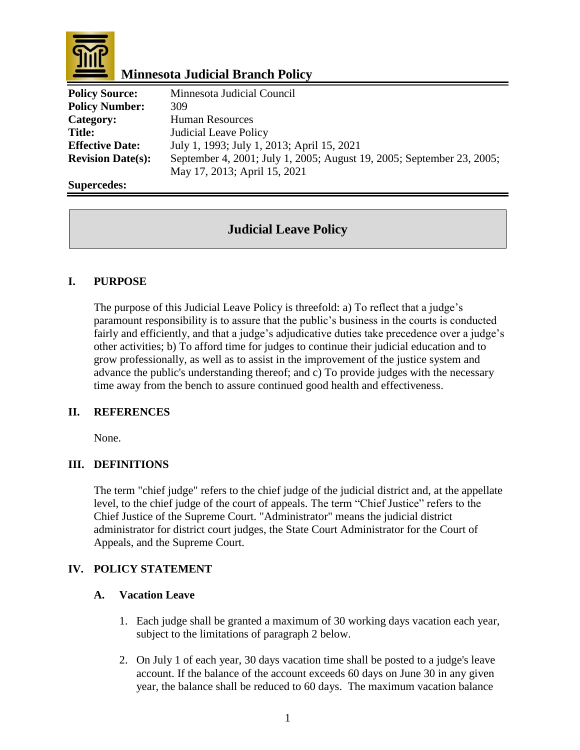# Minnesota Judicial Branch Policy

| | |
|---|---|
| **Policy Source:** | Minnesota Judicial Council |
| **Policy Number:** | 309 |
| **Category:** | Human Resources |
| **Title:** | Judicial Leave Policy |
| **Effective Date:** | July 1, 1993; July 1, 2013; April 15, 2021 |
| **Revision Date(s):** | September 4, 2001; July 1, 2005; August 19, 2005; September 23, 2005; May 17, 2013; April 15, 2021 |
| **Supercedes:** | |

## Judicial Leave Policy

### I. PURPOSE

The purpose of this Judicial Leave Policy is threefold: a) To reflect that a judge's paramount responsibility is to assure that the public's business in the courts is conducted fairly and efficiently, and that a judge's adjudicative duties take precedence over a judge's other activities; b) To afford time for judges to continue their judicial education and to grow professionally, as well as to assist in the improvement of the justice system and advance the public's understanding thereof; and c) To provide judges with the necessary time away from the bench to assure continued good health and effectiveness.

### II. REFERENCES

None.

### III. DEFINITIONS

The term "chief judge" refers to the chief judge of the judicial district and, at the appellate level, to the chief judge of the court of appeals. The term "Chief Justice" refers to the Chief Justice of the Supreme Court. "Administrator" means the judicial district administrator for district court judges, the State Court Administrator for the Court of Appeals, and the Supreme Court.

### IV. POLICY STATEMENT

#### A. Vacation Leave

1. Each judge shall be granted a maximum of 30 working days vacation each year, subject to the limitations of paragraph 2 below.

2. On July 1 of each year, 30 days vacation time shall be posted to a judge's leave account. If the balance of the account exceeds 60 days on June 30 in any given year, the balance shall be reduced to 60 days. The maximum vacation balance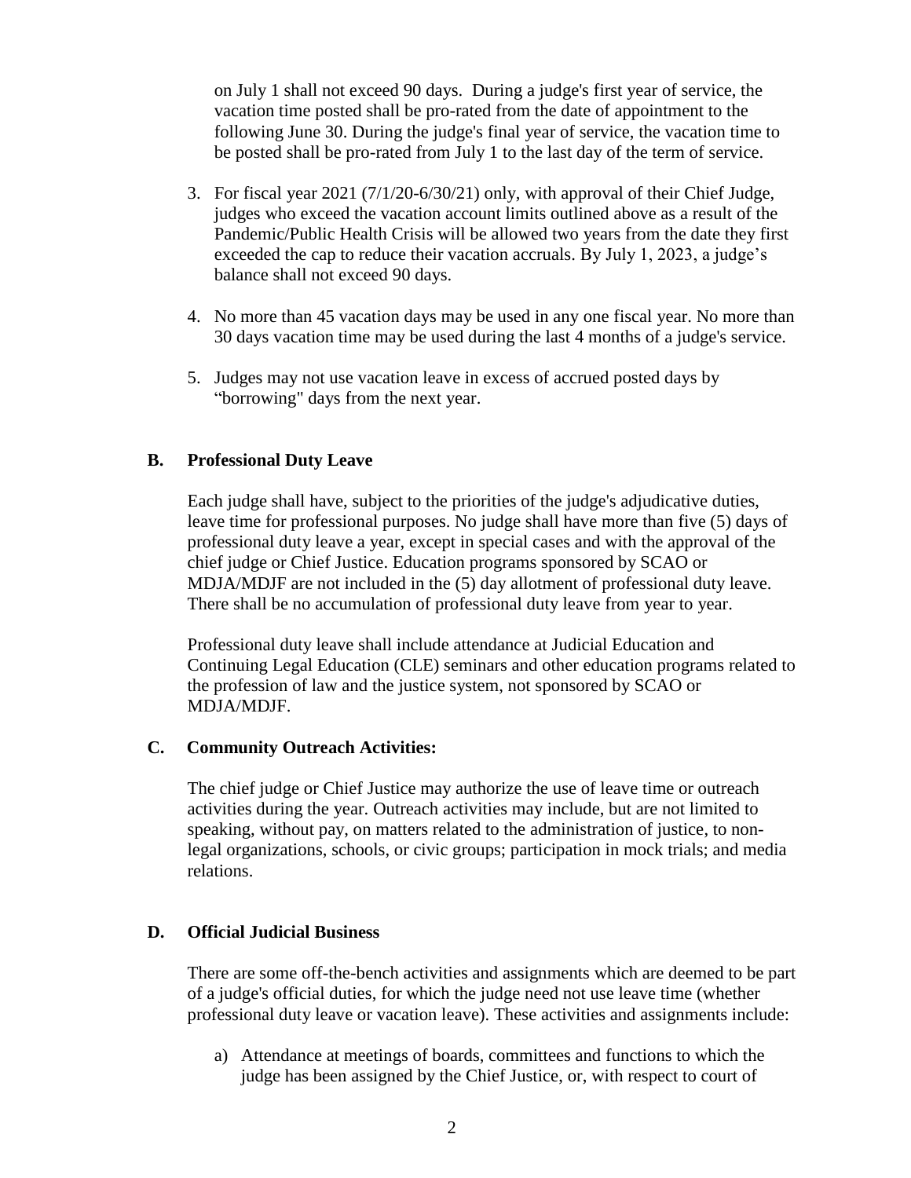on July 1 shall not exceed 90 days. During a judge's first year of service, the vacation time posted shall be pro-rated from the date of appointment to the following June 30. During the judge's final year of service, the vacation time to be posted shall be pro-rated from July 1 to the last day of the term of service.

3. For fiscal year 2021 (7/1/20-6/30/21) only, with approval of their Chief Judge, judges who exceed the vacation account limits outlined above as a result of the Pandemic/Public Health Crisis will be allowed two years from the date they first exceeded the cap to reduce their vacation accruals. By July 1, 2023, a judge's balance shall not exceed 90 days.

4. No more than 45 vacation days may be used in any one fiscal year. No more than 30 days vacation time may be used during the last 4 months of a judge's service.

5. Judges may not use vacation leave in excess of accrued posted days by "borrowing" days from the next year.

### B. Professional Duty Leave

Each judge shall have, subject to the priorities of the judge's adjudicative duties, leave time for professional purposes. No judge shall have more than five (5) days of professional duty leave a year, except in special cases and with the approval of the chief judge or Chief Justice. Education programs sponsored by SCAO or MDJA/MDJF are not included in the (5) day allotment of professional duty leave. There shall be no accumulation of professional duty leave from year to year.

Professional duty leave shall include attendance at Judicial Education and Continuing Legal Education (CLE) seminars and other education programs related to the profession of law and the justice system, not sponsored by SCAO or MDJA/MDJF.

### C. Community Outreach Activities:

The chief judge or Chief Justice may authorize the use of leave time or outreach activities during the year. Outreach activities may include, but are not limited to speaking, without pay, on matters related to the administration of justice, to non-legal organizations, schools, or civic groups; participation in mock trials; and media relations.

### D. Official Judicial Business

There are some off-the-bench activities and assignments which are deemed to be part of a judge's official duties, for which the judge need not use leave time (whether professional duty leave or vacation leave). These activities and assignments include:

a) Attendance at meetings of boards, committees and functions to which the judge has been assigned by the Chief Justice, or, with respect to court of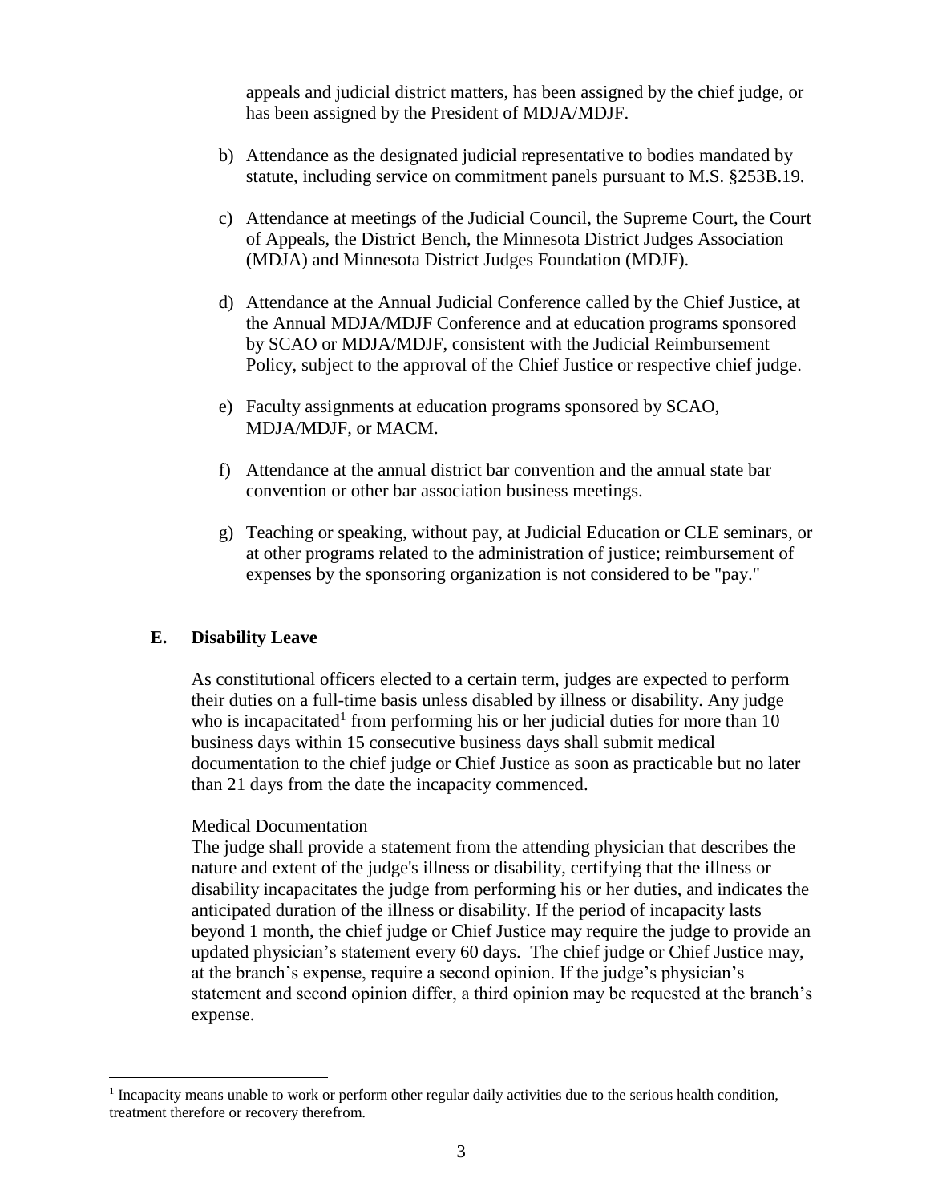appeals and judicial district matters, has been assigned by the chief judge, or has been assigned by the President of MDJA/MDJF.

b) Attendance as the designated judicial representative to bodies mandated by statute, including service on commitment panels pursuant to M.S. §253B.19.

c) Attendance at meetings of the Judicial Council, the Supreme Court, the Court of Appeals, the District Bench, the Minnesota District Judges Association (MDJA) and Minnesota District Judges Foundation (MDJF).

d) Attendance at the Annual Judicial Conference called by the Chief Justice, at the Annual MDJA/MDJF Conference and at education programs sponsored by SCAO or MDJA/MDJF, consistent with the Judicial Reimbursement Policy, subject to the approval of the Chief Justice or respective chief judge.

e) Faculty assignments at education programs sponsored by SCAO, MDJA/MDJF, or MACM.

f) Attendance at the annual district bar convention and the annual state bar convention or other bar association business meetings.

g) Teaching or speaking, without pay, at Judicial Education or CLE seminars, or at other programs related to the administration of justice; reimbursement of expenses by the sponsoring organization is not considered to be "pay."

## E. Disability Leave

As constitutional officers elected to a certain term, judges are expected to perform their duties on a full-time basis unless disabled by illness or disability. Any judge who is incapacitated[1] from performing his or her judicial duties for more than 10 business days within 15 consecutive business days shall submit medical documentation to the chief judge or Chief Justice as soon as practicable but no later than 21 days from the date the incapacity commenced.

Medical Documentation

The judge shall provide a statement from the attending physician that describes the nature and extent of the judge's illness or disability, certifying that the illness or disability incapacitates the judge from performing his or her duties, and indicates the anticipated duration of the illness or disability. If the period of incapacity lasts beyond 1 month, the chief judge or Chief Justice may require the judge to provide an updated physician's statement every 60 days. The chief judge or Chief Justice may, at the branch's expense, require a second opinion. If the judge's physician's statement and second opinion differ, a third opinion may be requested at the branch's expense.

[1] Incapacity means unable to work or perform other regular daily activities due to the serious health condition, treatment therefore or recovery therefrom.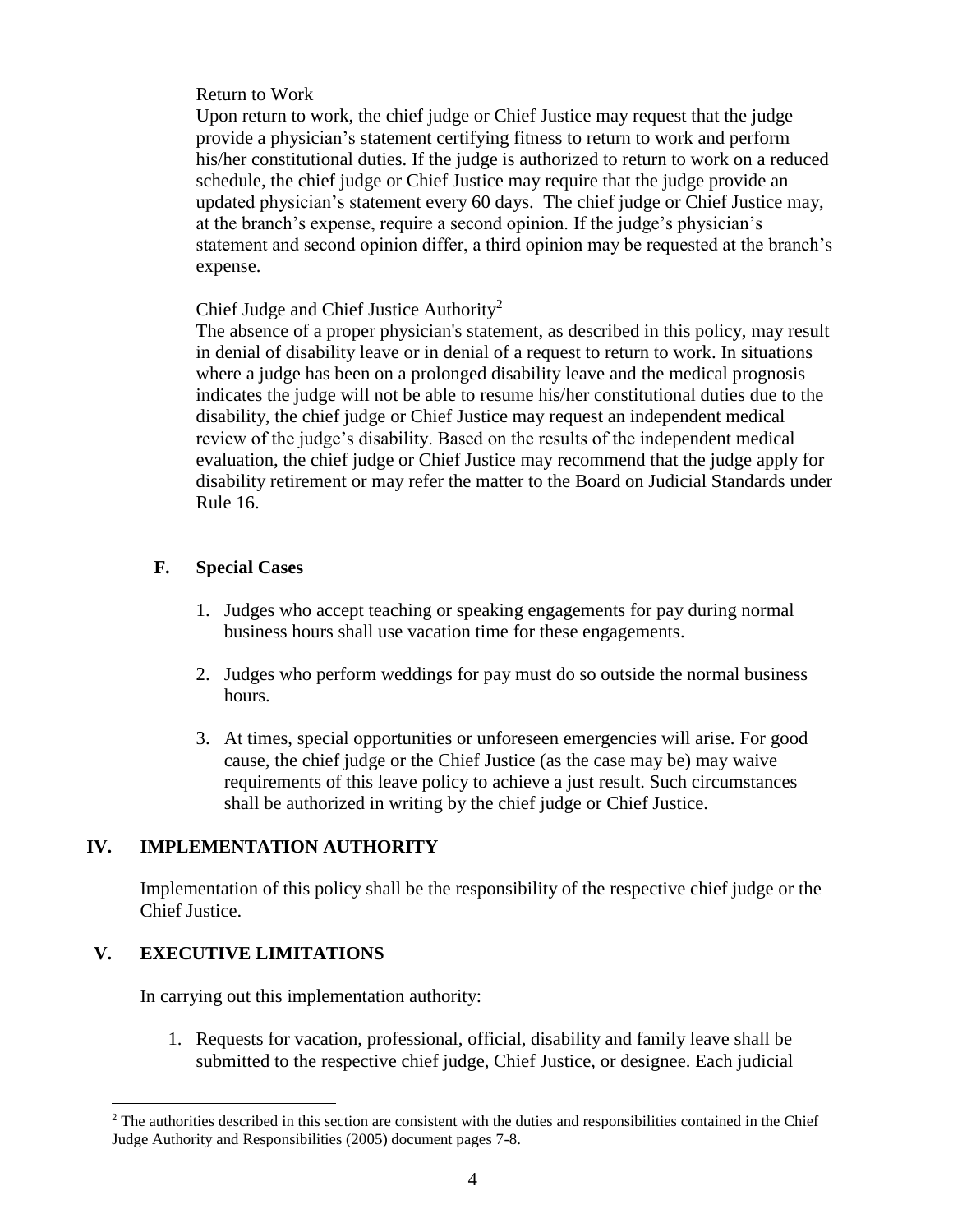Return to Work

Upon return to work, the chief judge or Chief Justice may request that the judge provide a physician's statement certifying fitness to return to work and perform his/her constitutional duties. If the judge is authorized to return to work on a reduced schedule, the chief judge or Chief Justice may require that the judge provide an updated physician's statement every 60 days. The chief judge or Chief Justice may, at the branch's expense, require a second opinion. If the judge's physician's statement and second opinion differ, a third opinion may be requested at the branch's expense.

Chief Judge and Chief Justice Authority[2]

The absence of a proper physician's statement, as described in this policy, may result in denial of disability leave or in denial of a request to return to work. In situations where a judge has been on a prolonged disability leave and the medical prognosis indicates the judge will not be able to resume his/her constitutional duties due to the disability, the chief judge or Chief Justice may request an independent medical review of the judge's disability. Based on the results of the independent medical evaluation, the chief judge or Chief Justice may recommend that the judge apply for disability retirement or may refer the matter to the Board on Judicial Standards under Rule 16.

### F. Special Cases

1. Judges who accept teaching or speaking engagements for pay during normal business hours shall use vacation time for these engagements.
2. Judges who perform weddings for pay must do so outside the normal business hours.
3. At times, special opportunities or unforeseen emergencies will arise. For good cause, the chief judge or the Chief Justice (as the case may be) may waive requirements of this leave policy to achieve a just result. Such circumstances shall be authorized in writing by the chief judge or Chief Justice.

## IV. IMPLEMENTATION AUTHORITY

Implementation of this policy shall be the responsibility of the respective chief judge or the Chief Justice.

## V. EXECUTIVE LIMITATIONS

In carrying out this implementation authority:

1. Requests for vacation, professional, official, disability and family leave shall be submitted to the respective chief judge, Chief Justice, or designee. Each judicial

---

[2] The authorities described in this section are consistent with the duties and responsibilities contained in the Chief Judge Authority and Responsibilities (2005) document pages 7-8.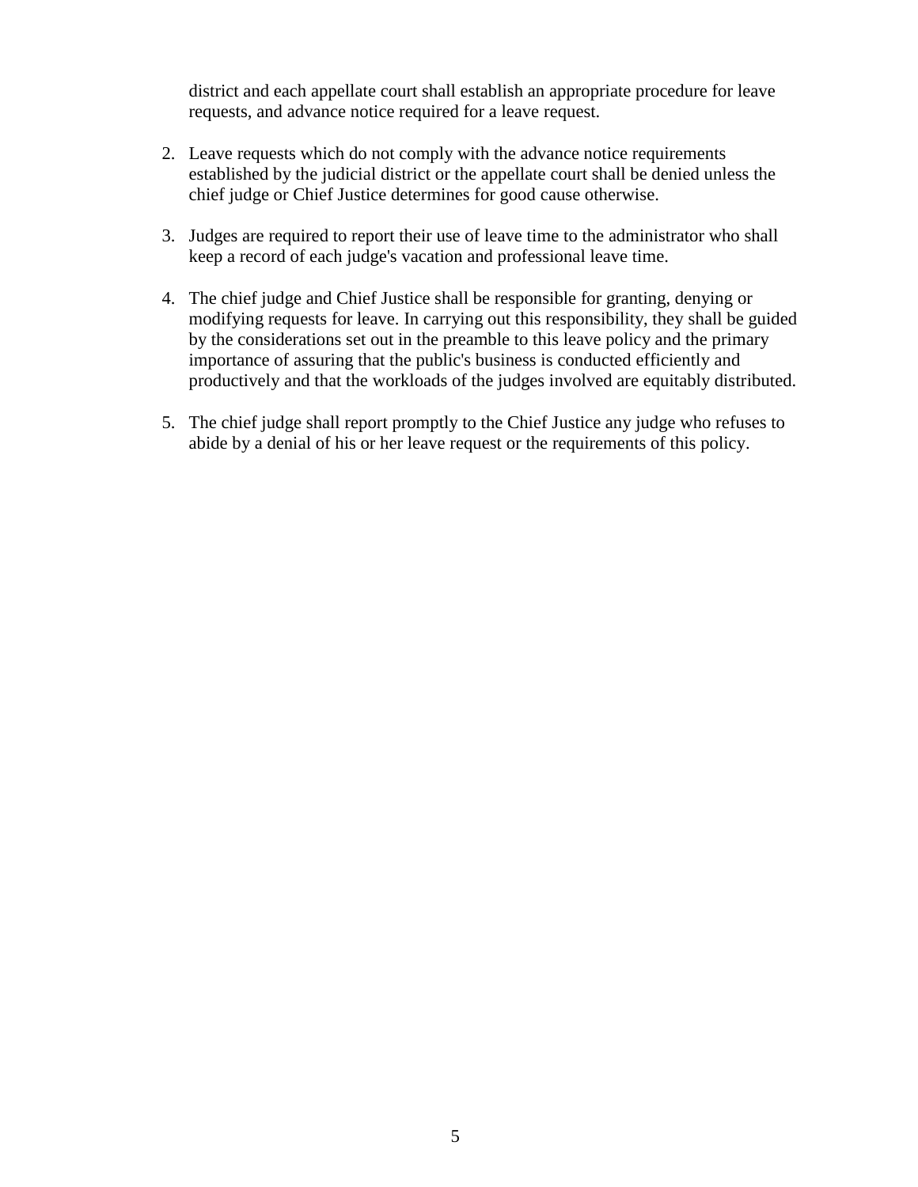district and each appellate court shall establish an appropriate procedure for leave requests, and advance notice required for a leave request.

2. Leave requests which do not comply with the advance notice requirements established by the judicial district or the appellate court shall be denied unless the chief judge or Chief Justice determines for good cause otherwise.

3. Judges are required to report their use of leave time to the administrator who shall keep a record of each judge's vacation and professional leave time.

4. The chief judge and Chief Justice shall be responsible for granting, denying or modifying requests for leave. In carrying out this responsibility, they shall be guided by the considerations set out in the preamble to this leave policy and the primary importance of assuring that the public's business is conducted efficiently and productively and that the workloads of the judges involved are equitably distributed.

5. The chief judge shall report promptly to the Chief Justice any judge who refuses to abide by a denial of his or her leave request or the requirements of this policy.